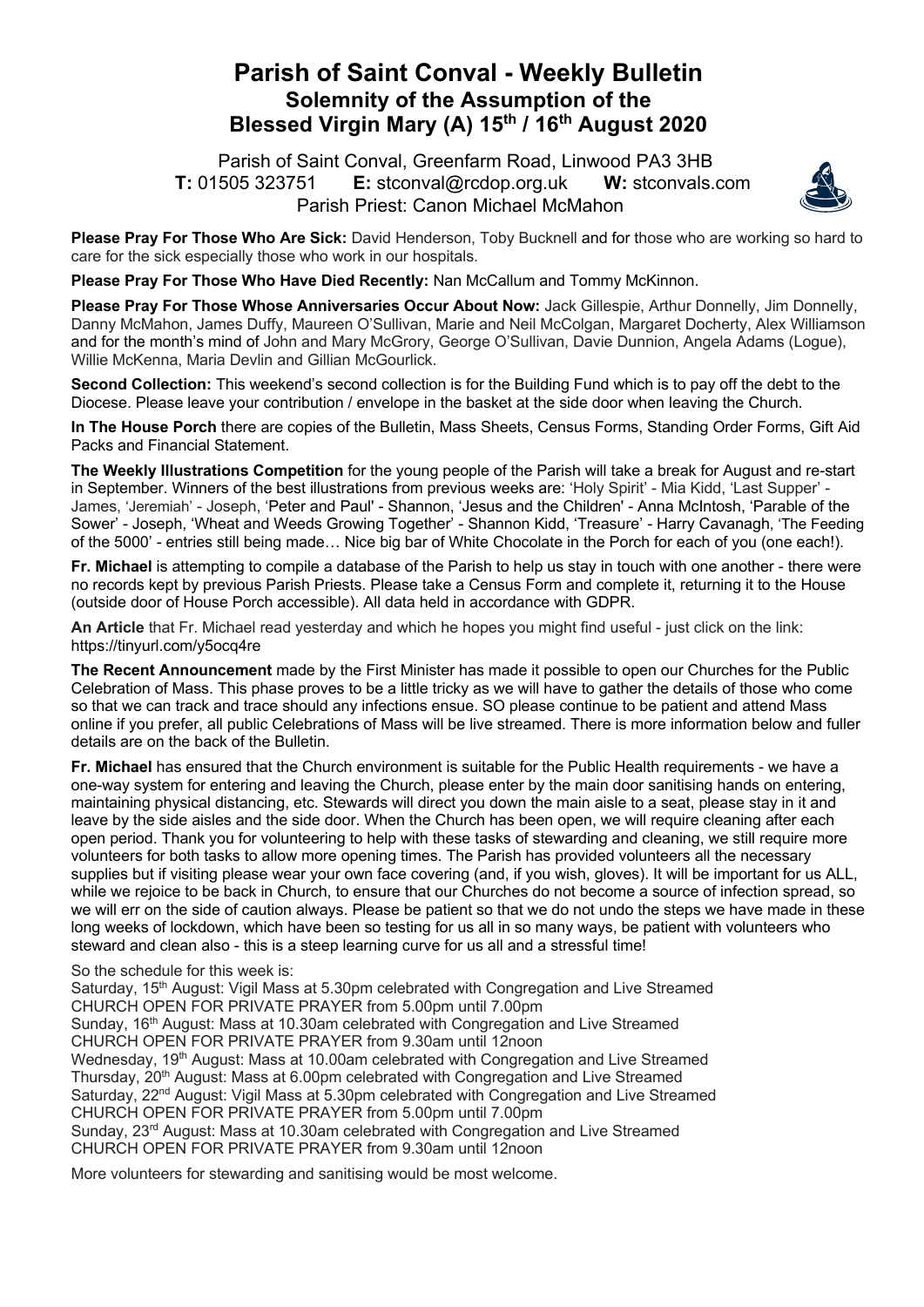# Parish of Saint Conval - Weekly Bulletin

## Solemnity of the Assumption of the Blessed Virgin Mary (A) 15th / 16th August 2020

Parish of Saint Conval, Greenfarm Road, Linwood PA3 3HB
**T:** 01505 323751 **E:** stconval@rcdop.org.uk **W:** stconvals.com
Parish Priest: Canon Michael McMahon

**Please Pray For Those Who Are Sick:** David Henderson, Toby Bucknell and for those who are working so hard to care for the sick especially those who work in our hospitals.

**Please Pray For Those Who Have Died Recently:** Nan McCallum and Tommy McKinnon.

**Please Pray For Those Whose Anniversaries Occur About Now:** Jack Gillespie, Arthur Donnelly, Jim Donnelly, Danny McMahon, James Duffy, Maureen O'Sullivan, Marie and Neil McColgan, Margaret Docherty, Alex Williamson and for the month's mind of John and Mary McGrory, George O'Sullivan, Davie Dunnion, Angela Adams (Logue), Willie McKenna, Maria Devlin and Gillian McGourlick.

**Second Collection:** This weekend's second collection is for the Building Fund which is to pay off the debt to the Diocese. Please leave your contribution / envelope in the basket at the side door when leaving the Church.

**In The House Porch** there are copies of the Bulletin, Mass Sheets, Census Forms, Standing Order Forms, Gift Aid Packs and Financial Statement.

**The Weekly Illustrations Competition** for the young people of the Parish will take a break for August and re-start in September. Winners of the best illustrations from previous weeks are: 'Holy Spirit' - Mia Kidd, 'Last Supper' - James, 'Jeremiah' - Joseph, 'Peter and Paul' - Shannon, 'Jesus and the Children' - Anna McIntosh, 'Parable of the Sower' - Joseph, 'Wheat and Weeds Growing Together' - Shannon Kidd, 'Treasure' - Harry Cavanagh, 'The Feeding of the 5000' - entries still being made… Nice big bar of White Chocolate in the Porch for each of you (one each!).

**Fr. Michael** is attempting to compile a database of the Parish to help us stay in touch with one another - there were no records kept by previous Parish Priests. Please take a Census Form and complete it, returning it to the House (outside door of House Porch accessible). All data held in accordance with GDPR.

**An Article** that Fr. Michael read yesterday and which he hopes you might find useful - just click on the link: https://tinyurl.com/y5ocq4re

**The Recent Announcement** made by the First Minister has made it possible to open our Churches for the Public Celebration of Mass. This phase proves to be a little tricky as we will have to gather the details of those who come so that we can track and trace should any infections ensue. SO please continue to be patient and attend Mass online if you prefer, all public Celebrations of Mass will be live streamed. There is more information below and fuller details are on the back of the Bulletin.

**Fr. Michael** has ensured that the Church environment is suitable for the Public Health requirements - we have a one-way system for entering and leaving the Church, please enter by the main door sanitising hands on entering, maintaining physical distancing, etc. Stewards will direct you down the main aisle to a seat, please stay in it and leave by the side aisles and the side door. When the Church has been open, we will require cleaning after each open period. Thank you for volunteering to help with these tasks of stewarding and cleaning, we still require more volunteers for both tasks to allow more opening times. The Parish has provided volunteers all the necessary supplies but if visiting please wear your own face covering (and, if you wish, gloves). It will be important for us ALL, while we rejoice to be back in Church, to ensure that our Churches do not become a source of infection spread, so we will err on the side of caution always. Please be patient so that we do not undo the steps we have made in these long weeks of lockdown, which have been so testing for us all in so many ways, be patient with volunteers who steward and clean also - this is a steep learning curve for us all and a stressful time!

So the schedule for this week is:
Saturday, 15th August: Vigil Mass at 5.30pm celebrated with Congregation and Live Streamed
CHURCH OPEN FOR PRIVATE PRAYER from 5.00pm until 7.00pm
Sunday, 16th August: Mass at 10.30am celebrated with Congregation and Live Streamed
CHURCH OPEN FOR PRIVATE PRAYER from 9.30am until 12noon
Wednesday, 19th August: Mass at 10.00am celebrated with Congregation and Live Streamed
Thursday, 20th August: Mass at 6.00pm celebrated with Congregation and Live Streamed
Saturday, 22nd August: Vigil Mass at 5.30pm celebrated with Congregation and Live Streamed
CHURCH OPEN FOR PRIVATE PRAYER from 5.00pm until 7.00pm
Sunday, 23rd August: Mass at 10.30am celebrated with Congregation and Live Streamed
CHURCH OPEN FOR PRIVATE PRAYER from 9.30am until 12noon

More volunteers for stewarding and sanitising would be most welcome.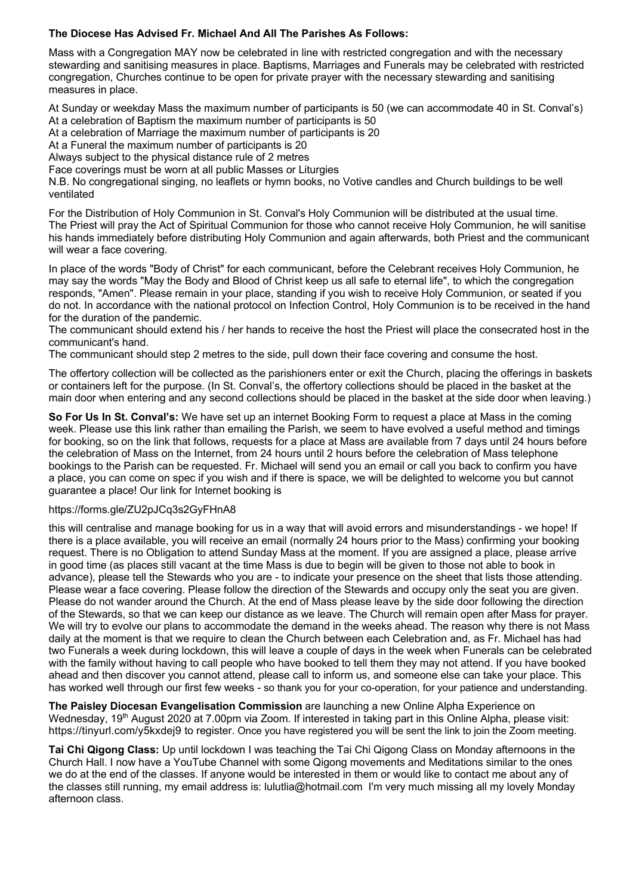**The Diocese Has Advised Fr. Michael And All The Parishes As Follows:**

Mass with a Congregation MAY now be celebrated in line with restricted congregation and with the necessary stewarding and sanitising measures in place. Baptisms, Marriages and Funerals may be celebrated with restricted congregation, Churches continue to be open for private prayer with the necessary stewarding and sanitising measures in place.

At Sunday or weekday Mass the maximum number of participants is 50 (we can accommodate 40 in St. Conval's)
At a celebration of Baptism the maximum number of participants is 50
At a celebration of Marriage the maximum number of participants is 20
At a Funeral the maximum number of participants is 20
Always subject to the physical distance rule of 2 metres
Face coverings must be worn at all public Masses or Liturgies
N.B. No congregational singing, no leaflets or hymn books, no Votive candles and Church buildings to be well ventilated

For the Distribution of Holy Communion in St. Conval's Holy Communion will be distributed at the usual time. The Priest will pray the Act of Spiritual Communion for those who cannot receive Holy Communion, he will sanitise his hands immediately before distributing Holy Communion and again afterwards, both Priest and the communicant will wear a face covering.

In place of the words "Body of Christ" for each communicant, before the Celebrant receives Holy Communion, he may say the words "May the Body and Blood of Christ keep us all safe to eternal life", to which the congregation responds, "Amen". Please remain in your place, standing if you wish to receive Holy Communion, or seated if you do not. In accordance with the national protocol on Infection Control, Holy Communion is to be received in the hand for the duration of the pandemic.
The communicant should extend his / her hands to receive the host the Priest will place the consecrated host in the communicant's hand.
The communicant should step 2 metres to the side, pull down their face covering and consume the host.

The offertory collection will be collected as the parishioners enter or exit the Church, placing the offerings in baskets or containers left for the purpose. (In St. Conval's, the offertory collections should be placed in the basket at the main door when entering and any second collections should be placed in the basket at the side door when leaving.)

**So For Us In St. Conval's:** We have set up an internet Booking Form to request a place at Mass in the coming week. Please use this link rather than emailing the Parish, we seem to have evolved a useful method and timings for booking, so on the link that follows, requests for a place at Mass are available from 7 days until 24 hours before the celebration of Mass on the Internet, from 24 hours until 2 hours before the celebration of Mass telephone bookings to the Parish can be requested. Fr. Michael will send you an email or call you back to confirm you have a place, you can come on spec if you wish and if there is space, we will be delighted to welcome you but cannot guarantee a place! Our link for Internet booking is

https://forms.gle/ZU2pJCq3s2GyFHnA8

this will centralise and manage booking for us in a way that will avoid errors and misunderstandings - we hope! If there is a place available, you will receive an email (normally 24 hours prior to the Mass) confirming your booking request. There is no Obligation to attend Sunday Mass at the moment. If you are assigned a place, please arrive in good time (as places still vacant at the time Mass is due to begin will be given to those not able to book in advance), please tell the Stewards who you are - to indicate your presence on the sheet that lists those attending. Please wear a face covering. Please follow the direction of the Stewards and occupy only the seat you are given. Please do not wander around the Church. At the end of Mass please leave by the side door following the direction of the Stewards, so that we can keep our distance as we leave. The Church will remain open after Mass for prayer. We will try to evolve our plans to accommodate the demand in the weeks ahead. The reason why there is not Mass daily at the moment is that we require to clean the Church between each Celebration and, as Fr. Michael has had two Funerals a week during lockdown, this will leave a couple of days in the week when Funerals can be celebrated with the family without having to call people who have booked to tell them they may not attend. If you have booked ahead and then discover you cannot attend, please call to inform us, and someone else can take your place. This has worked well through our first few weeks - so thank you for your co-operation, for your patience and understanding.

**The Paisley Diocesan Evangelisation Commission** are launching a new Online Alpha Experience on Wednesday, 19th August 2020 at 7.00pm via Zoom. If interested in taking part in this Online Alpha, please visit: https://tinyurl.com/y5kxdej9 to register. Once you have registered you will be sent the link to join the Zoom meeting.

**Tai Chi Qigong Class:** Up until lockdown I was teaching the Tai Chi Qigong Class on Monday afternoons in the Church Hall. I now have a YouTube Channel with some Qigong movements and Meditations similar to the ones we do at the end of the classes. If anyone would be interested in them or would like to contact me about any of the classes still running, my email address is: lulutlia@hotmail.com I'm very much missing all my lovely Monday afternoon class.